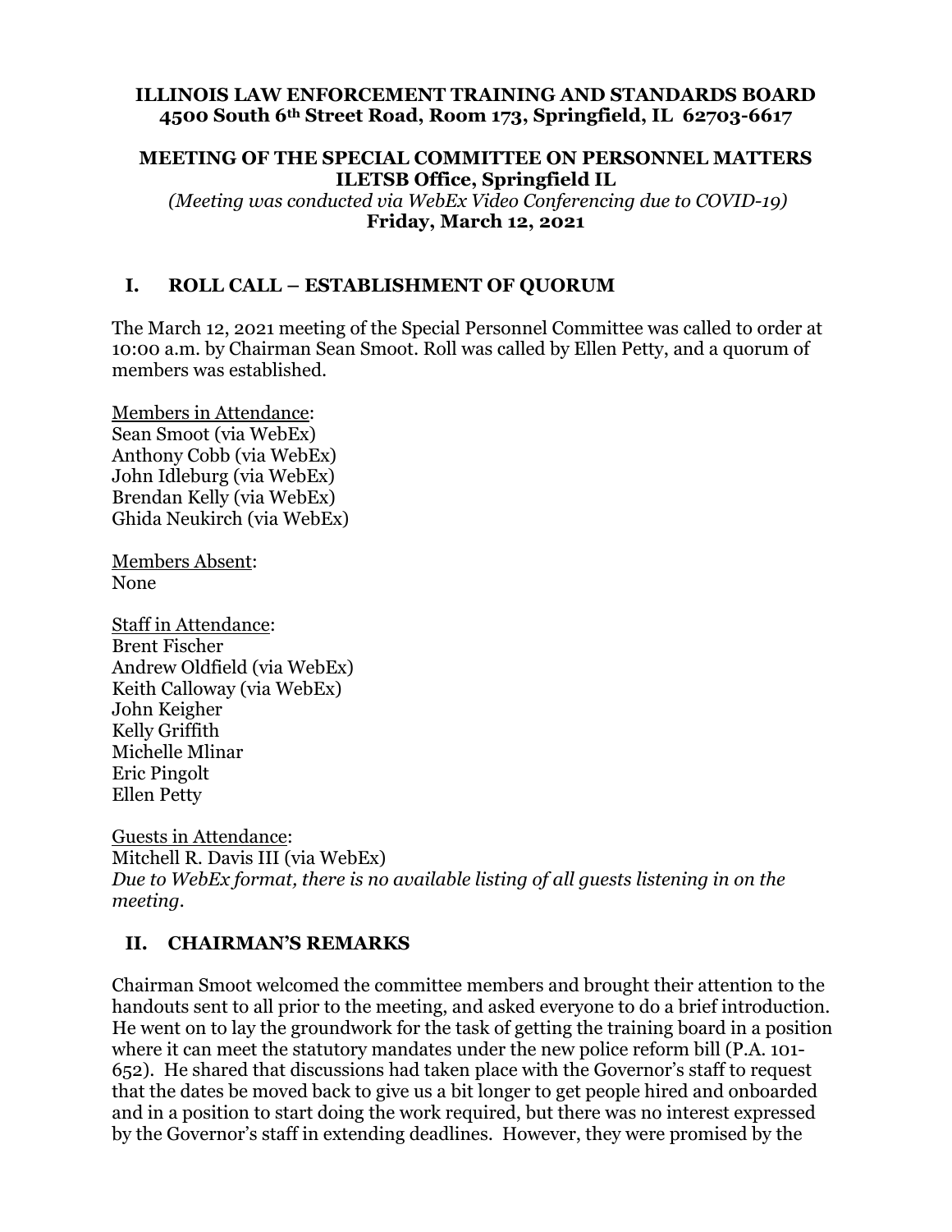**ILLINOIS LAW ENFORCEMENT TRAINING AND STANDARDS BOARD**
**4500 South 6th Street Road, Room 173, Springfield, IL 62703-6617**

**MEETING OF THE SPECIAL COMMITTEE ON PERSONNEL MATTERS**
**ILETSB Office, Springfield IL**
*(Meeting was conducted via WebEx Video Conferencing due to COVID-19)*
**Friday, March 12, 2021**

## I. ROLL CALL – ESTABLISHMENT OF QUORUM

The March 12, 2021 meeting of the Special Personnel Committee was called to order at 10:00 a.m. by Chairman Sean Smoot. Roll was called by Ellen Petty, and a quorum of members was established.

Members in Attendance:
Sean Smoot (via WebEx)
Anthony Cobb (via WebEx)
John Idleburg (via WebEx)
Brendan Kelly (via WebEx)
Ghida Neukirch (via WebEx)

Members Absent:
None

Staff in Attendance:
Brent Fischer
Andrew Oldfield (via WebEx)
Keith Calloway (via WebEx)
John Keigher
Kelly Griffith
Michelle Mlinar
Eric Pingolt
Ellen Petty

Guests in Attendance:
Mitchell R. Davis III (via WebEx)
*Due to WebEx format, there is no available listing of all guests listening in on the meeting.*

## II. CHAIRMAN'S REMARKS

Chairman Smoot welcomed the committee members and brought their attention to the handouts sent to all prior to the meeting, and asked everyone to do a brief introduction. He went on to lay the groundwork for the task of getting the training board in a position where it can meet the statutory mandates under the new police reform bill (P.A. 101-652). He shared that discussions had taken place with the Governor's staff to request that the dates be moved back to give us a bit longer to get people hired and onboarded and in a position to start doing the work required, but there was no interest expressed by the Governor's staff in extending deadlines. However, they were promised by the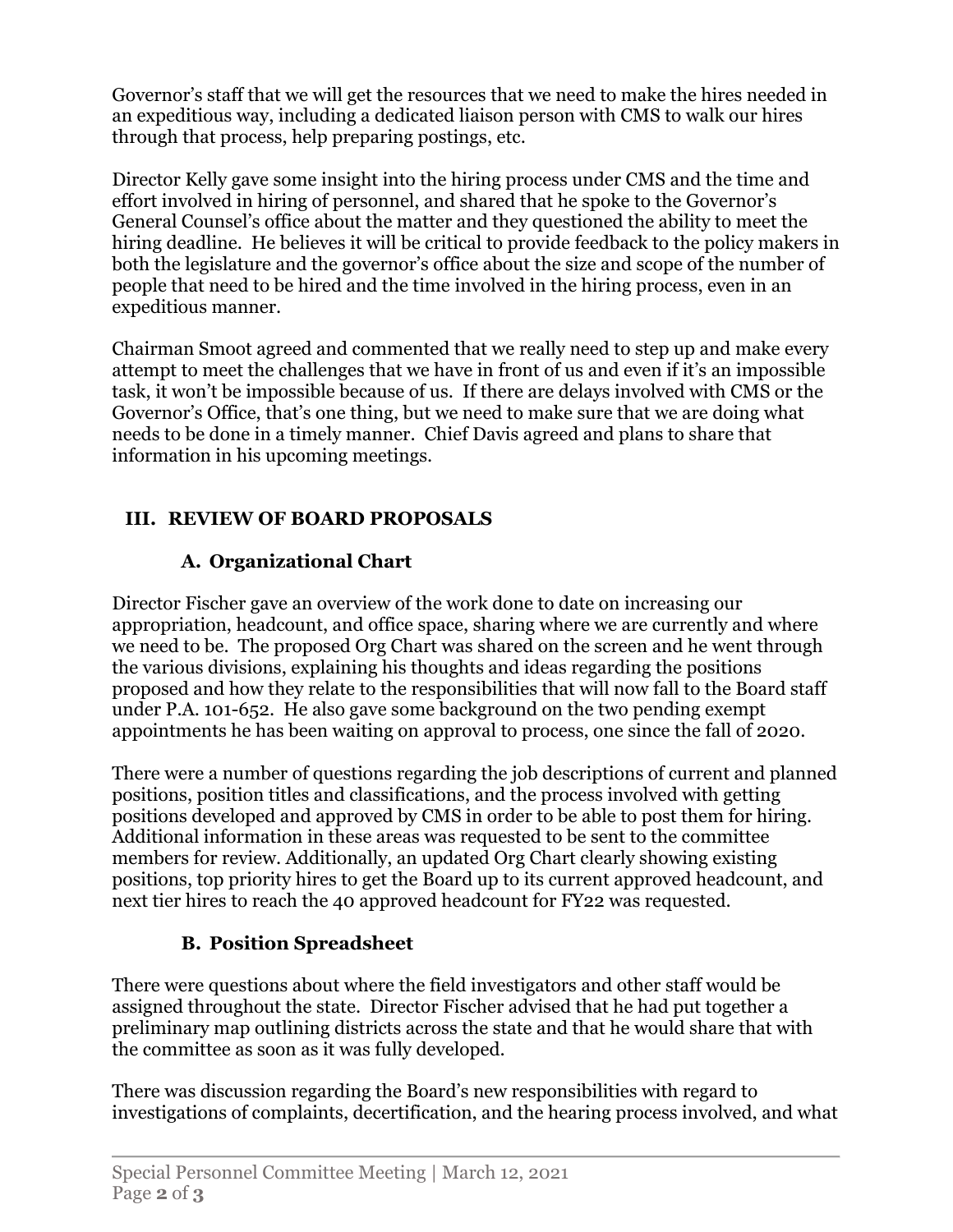Governor's staff that we will get the resources that we need to make the hires needed in an expeditious way, including a dedicated liaison person with CMS to walk our hires through that process, help preparing postings, etc.

Director Kelly gave some insight into the hiring process under CMS and the time and effort involved in hiring of personnel, and shared that he spoke to the Governor's General Counsel's office about the matter and they questioned the ability to meet the hiring deadline. He believes it will be critical to provide feedback to the policy makers in both the legislature and the governor's office about the size and scope of the number of people that need to be hired and the time involved in the hiring process, even in an expeditious manner.

Chairman Smoot agreed and commented that we really need to step up and make every attempt to meet the challenges that we have in front of us and even if it's an impossible task, it won't be impossible because of us. If there are delays involved with CMS or the Governor's Office, that's one thing, but we need to make sure that we are doing what needs to be done in a timely manner. Chief Davis agreed and plans to share that information in his upcoming meetings.

## III. REVIEW OF BOARD PROPOSALS

### A. Organizational Chart

Director Fischer gave an overview of the work done to date on increasing our appropriation, headcount, and office space, sharing where we are currently and where we need to be. The proposed Org Chart was shared on the screen and he went through the various divisions, explaining his thoughts and ideas regarding the positions proposed and how they relate to the responsibilities that will now fall to the Board staff under P.A. 101-652. He also gave some background on the two pending exempt appointments he has been waiting on approval to process, one since the fall of 2020.

There were a number of questions regarding the job descriptions of current and planned positions, position titles and classifications, and the process involved with getting positions developed and approved by CMS in order to be able to post them for hiring. Additional information in these areas was requested to be sent to the committee members for review. Additionally, an updated Org Chart clearly showing existing positions, top priority hires to get the Board up to its current approved headcount, and next tier hires to reach the 40 approved headcount for FY22 was requested.

### B. Position Spreadsheet

There were questions about where the field investigators and other staff would be assigned throughout the state. Director Fischer advised that he had put together a preliminary map outlining districts across the state and that he would share that with the committee as soon as it was fully developed.

There was discussion regarding the Board's new responsibilities with regard to investigations of complaints, decertification, and the hearing process involved, and what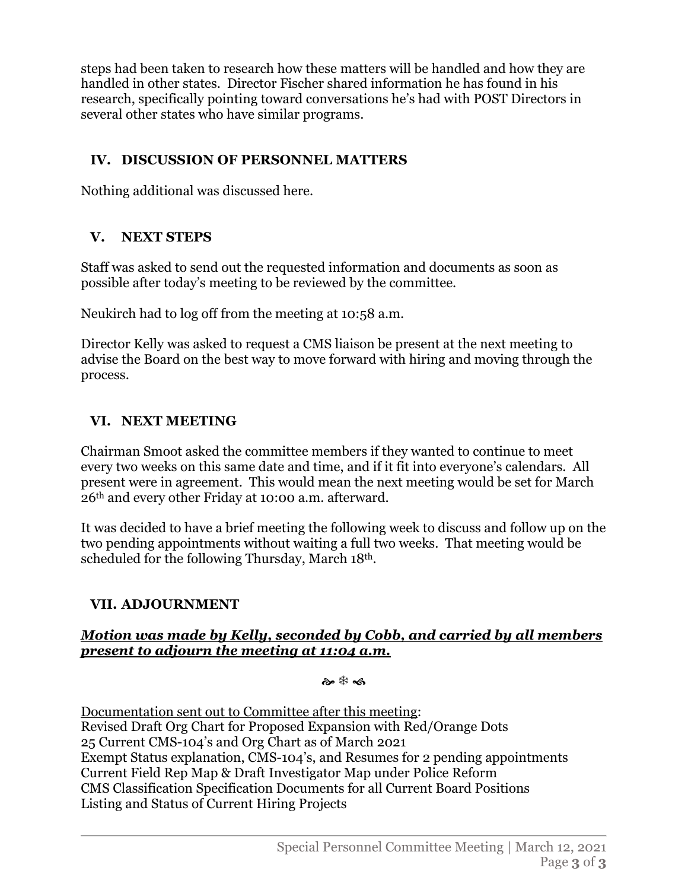steps had been taken to research how these matters will be handled and how they are handled in other states. Director Fischer shared information he has found in his research, specifically pointing toward conversations he's had with POST Directors in several other states who have similar programs.

## IV. DISCUSSION OF PERSONNEL MATTERS

Nothing additional was discussed here.

## V. NEXT STEPS

Staff was asked to send out the requested information and documents as soon as possible after today's meeting to be reviewed by the committee.

Neukirch had to log off from the meeting at 10:58 a.m.

Director Kelly was asked to request a CMS liaison be present at the next meeting to advise the Board on the best way to move forward with hiring and moving through the process.

## VI. NEXT MEETING

Chairman Smoot asked the committee members if they wanted to continue to meet every two weeks on this same date and time, and if it fit into everyone's calendars. All present were in agreement. This would mean the next meeting would be set for March 26th and every other Friday at 10:00 a.m. afterward.

It was decided to have a brief meeting the following week to discuss and follow up on the two pending appointments without waiting a full two weeks. That meeting would be scheduled for the following Thursday, March 18th.

## VII. ADJOURNMENT

***Motion was made by Kelly, seconded by Cobb, and carried by all members present to adjourn the meeting at 11:04 a.m.***

☙ ❄ ❧

Documentation sent out to Committee after this meeting:
Revised Draft Org Chart for Proposed Expansion with Red/Orange Dots
25 Current CMS-104's and Org Chart as of March 2021
Exempt Status explanation, CMS-104's, and Resumes for 2 pending appointments
Current Field Rep Map & Draft Investigator Map under Police Reform
CMS Classification Specification Documents for all Current Board Positions
Listing and Status of Current Hiring Projects